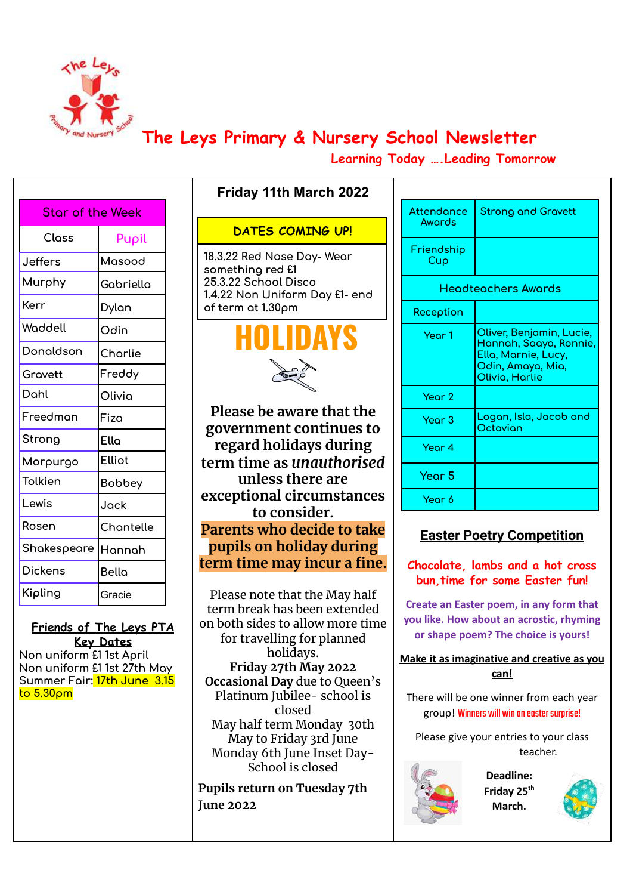# The Leys Primary & Nursery School Newsletter

**Learning Today ….Leading Tomorrow**

| Star of the Week | |
|---|---|
| Class | Pupil |
| Jeffers | Masood |
| Murphy | Gabriella |
| Kerr | Dylan |
| Waddell | Odin |
| Donaldson | Charlie |
| Gravett | Freddy |
| Dahl | Olivia |
| Freedman | Fiza |
| Strong | Ella |
| Morpurgo | Elliot |
| Tolkien | Bobbey |
| Lewis | Jack |
| Rosen | Chantelle |
| Shakespeare | Hannah |
| Dickens | Bella |
| Kipling | Gracie |

**Friends of The Leys PTA Key Dates**

Non uniform £1 1st April
Non uniform £1 1st 27th May
Summer Fair: 17th June 3.15 to 5.30pm

## Friday 11th March 2022

**DATES COMING UP!**

18.3.22 Red Nose Day- Wear something red £1
25.3.22 School Disco
1.4.22 Non Uniform Day £1- end of term at 1.30pm

## HOLIDAYS

**Please be aware that the government continues to regard holidays during term time as *unauthorised* unless there are exceptional circumstances to consider.**

**Parents who decide to take pupils on holiday during term time may incur a fine.**

Please note that the May half term break has been extended on both sides to allow more time for travelling for planned holidays.
**Friday 27th May 2022 Occasional Day** due to Queen's Platinum Jubilee- school is closed
May half term Monday 30th May to Friday 3rd June
Monday 6th June Inset Day- School is closed

**Pupils return on Tuesday 7th June 2022**

| Attendance Awards | Strong and Gravett |
|---|---|
| Friendship Cup | |
| Headteachers Awards | |
| Reception | |
| Year 1 | Oliver, Benjamin, Lucie, Hannah, Saaya, Ronnie, Ella, Marnie, Lucy, Odin, Amaya, Mia, Olivia, Harlie |
| Year 2 | |
| Year 3 | Logan, Isla, Jacob and Octavian |
| Year 4 | |
| Year 5 | |
| Year 6 | |

## Easter Poetry Competition

**Chocolate, lambs and a hot cross bun, time for some Easter fun!**

**Create an Easter poem, in any form that you like. How about an acrostic, rhyming or shape poem? The choice is yours!**

**Make it as imaginative and creative as you can!**

There will be one winner from each year group! **Winners will win an easter surprise!**

Please give your entries to your class teacher.

**Deadline: Friday 25th March.**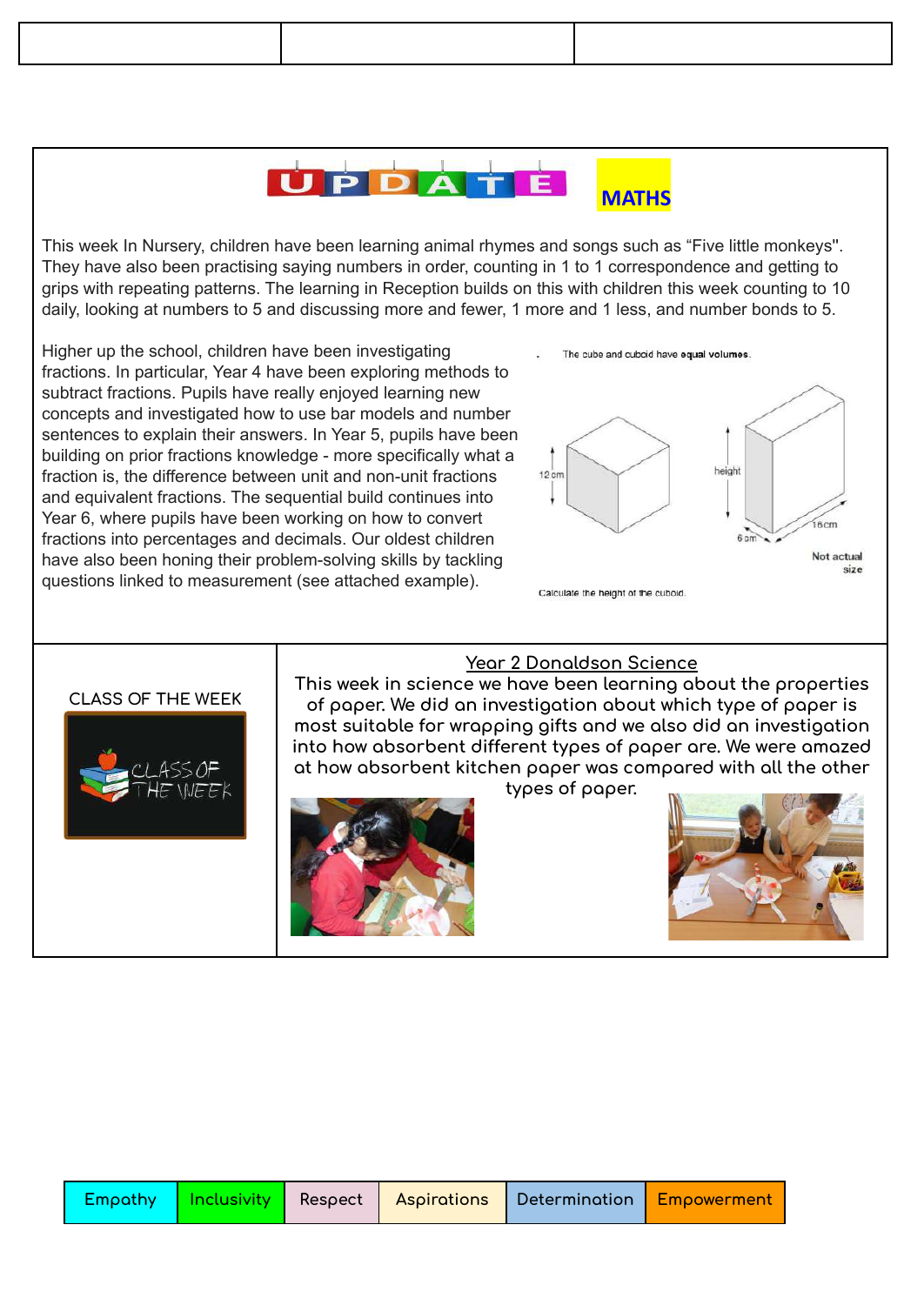# UPDATE MATHS

This week In Nursery, children have been learning animal rhymes and songs such as "Five little monkeys". They have also been practising saying numbers in order, counting in 1 to 1 correspondence and getting to grips with repeating patterns. The learning in Reception builds on this with children this week counting to 10 daily, looking at numbers to 5 and discussing more and fewer, 1 more and 1 less, and number bonds to 5.

Higher up the school, children have been investigating fractions. In particular, Year 4 have been exploring methods to subtract fractions. Pupils have really enjoyed learning new concepts and investigated how to use bar models and number sentences to explain their answers. In Year 5, pupils have been building on prior fractions knowledge - more specifically what a fraction is, the difference between unit and non-unit fractions and equivalent fractions. The sequential build continues into Year 6, where pupils have been working on how to convert fractions into percentages and decimals. Our oldest children have also been honing their problem-solving skills by tackling questions linked to measurement (see attached example).

The cube and cuboid have **equal volumes**.

12 cm — height — 6 cm — 16 cm

Not actual size

Calculate the height of the cuboid.

## CLASS OF THE WEEK

## Year 2 Donaldson Science

This week in science we have been learning about the properties of paper. We did an investigation about which type of paper is most suitable for wrapping gifts and we also did an investigation into how absorbent different types of paper are. We were amazed at how absorbent kitchen paper was compared with all the other types of paper.

| Empathy | Inclusivity | Respect | Aspirations | Determination | Empowerment |
|---|---|---|---|---|---|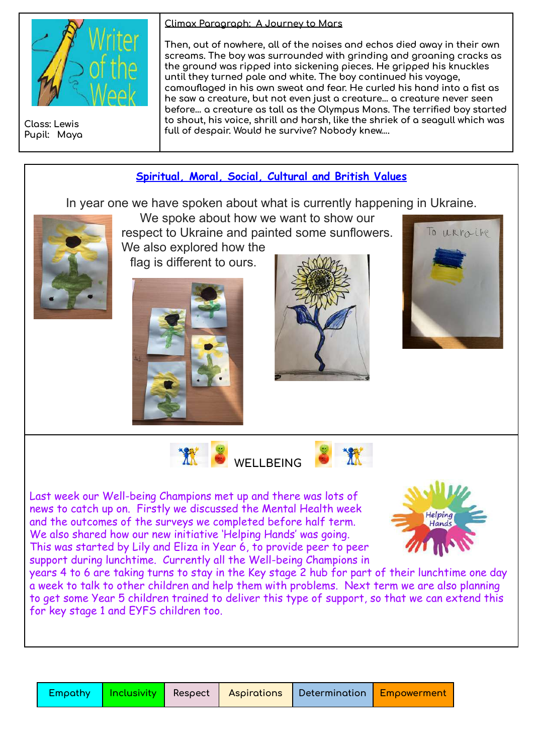Class: Lewis
Pupil: Maya

Climax Paragraph: A Journey to Mars

Then, out of nowhere, all of the noises and echos died away in their own screams. The boy was surrounded with grinding and groaning cracks as the ground was ripped into sickening pieces. He gripped his knuckles until they turned pale and white. The boy continued his voyage, camouflaged in his own sweat and fear. He curled his hand into a fist as he saw a creature, but not even just a creature... a creature never seen before... a creature as tall as the Olympus Mons. The terrified boy started to shout, his voice, shrill and harsh, like the shriek of a seagull which was full of despair. Would he survive? Nobody knew....

## Spiritual, Moral, Social, Cultural and British Values

In year one we have spoken about what is currently happening in Ukraine. We spoke about how we want to show our respect to Ukraine and painted some sunflowers. We also explored how the flag is different to ours.

## WELLBEING

Last week our Well-being Champions met up and there was lots of news to catch up on. Firstly we discussed the Mental Health week and the outcomes of the surveys we completed before half term. We also shared how our new initiative 'Helping Hands' was going. This was started by Lily and Eliza in Year 6, to provide peer to peer support during lunchtime. Currently all the Well-being Champions in years 4 to 6 are taking turns to stay in the Key stage 2 hub for part of their lunchtime one day a week to talk to other children and help them with problems. Next term we are also planning to get some Year 5 children trained to deliver this type of support, so that we can extend this for key stage 1 and EYFS children too.

| Empathy | Inclusivity | Respect | Aspirations | Determination | Empowerment |
|---|---|---|---|---|---|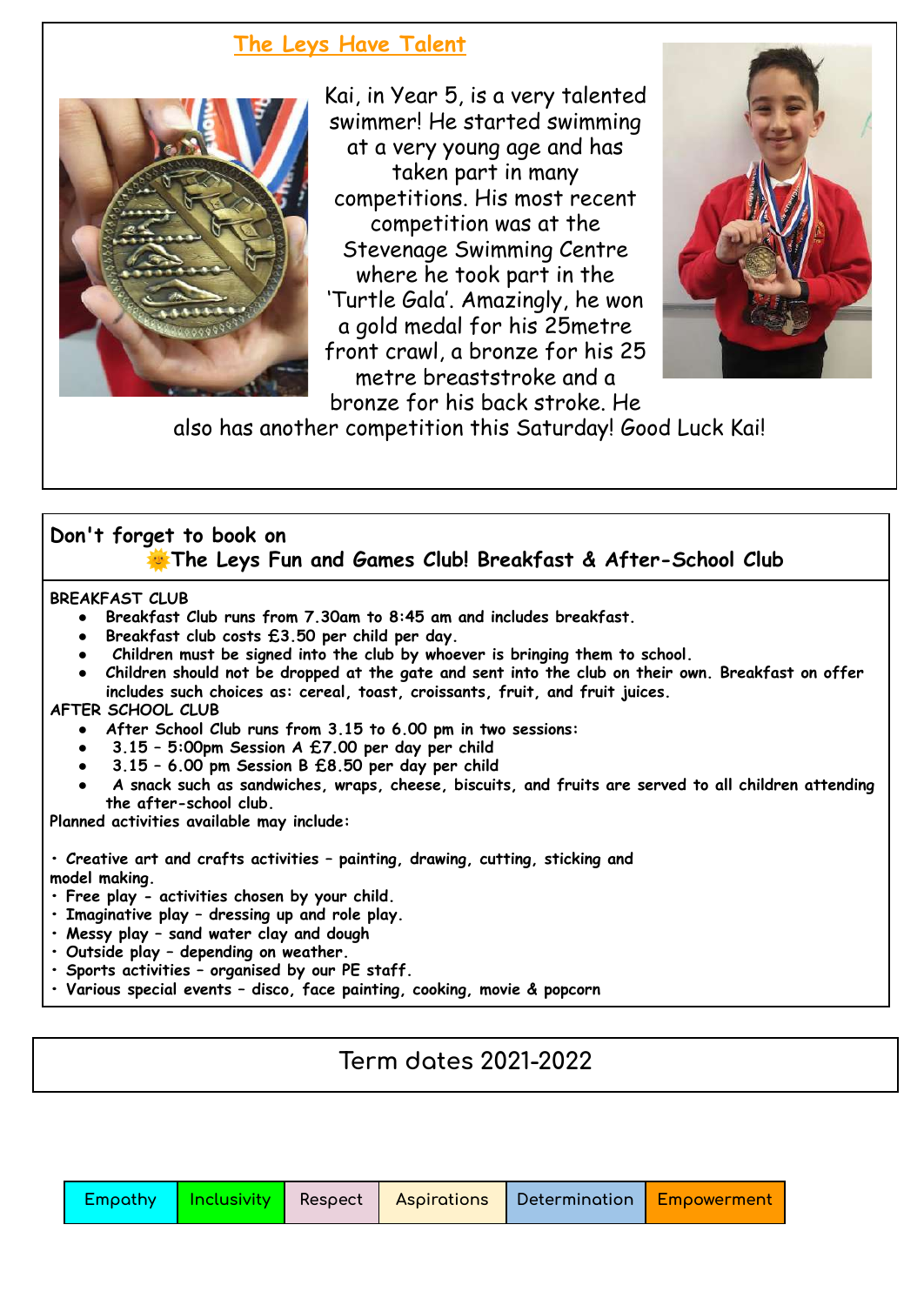## The Leys Have Talent

Kai, in Year 5, is a very talented swimmer! He started swimming at a very young age and has taken part in many competitions. His most recent competition was at the Stevenage Swimming Centre where he took part in the 'Turtle Gala'. Amazingly, he won a gold medal for his 25metre front crawl, a bronze for his 25 metre breaststroke and a bronze for his back stroke. He also has another competition this Saturday! Good Luck Kai!

## Don't forget to book on
### 🌞The Leys Fun and Games Club! Breakfast & After-School Club

**BREAKFAST CLUB**

- **Breakfast Club runs from 7.30am to 8:45 am and includes breakfast.**
- **Breakfast club costs £3.50 per child per day.**
- **Children must be signed into the club by whoever is bringing them to school.**
- **Children should not be dropped at the gate and sent into the club on their own. Breakfast on offer includes such choices as: cereal, toast, croissants, fruit, and fruit juices.**

**AFTER SCHOOL CLUB**

- **After School Club runs from 3.15 to 6.00 pm in two sessions:**
- **3.15 – 5:00pm Session A £7.00 per day per child**
- **3.15 – 6.00 pm Session B £8.50 per day per child**
- **A snack such as sandwiches, wraps, cheese, biscuits, and fruits are served to all children attending the after-school club.**

**Planned activities available may include:**

- **Creative art and crafts activities – painting, drawing, cutting, sticking and model making.**
- **Free play - activities chosen by your child.**
- **Imaginative play – dressing up and role play.**
- **Messy play – sand water clay and dough**
- **Outside play – depending on weather.**
- **Sports activities – organised by our PE staff.**
- **Various special events – disco, face painting, cooking, movie & popcorn**

## Term dates 2021-2022

| Empathy | Inclusivity | Respect | Aspirations | Determination | Empowerment |
|---|---|---|---|---|---|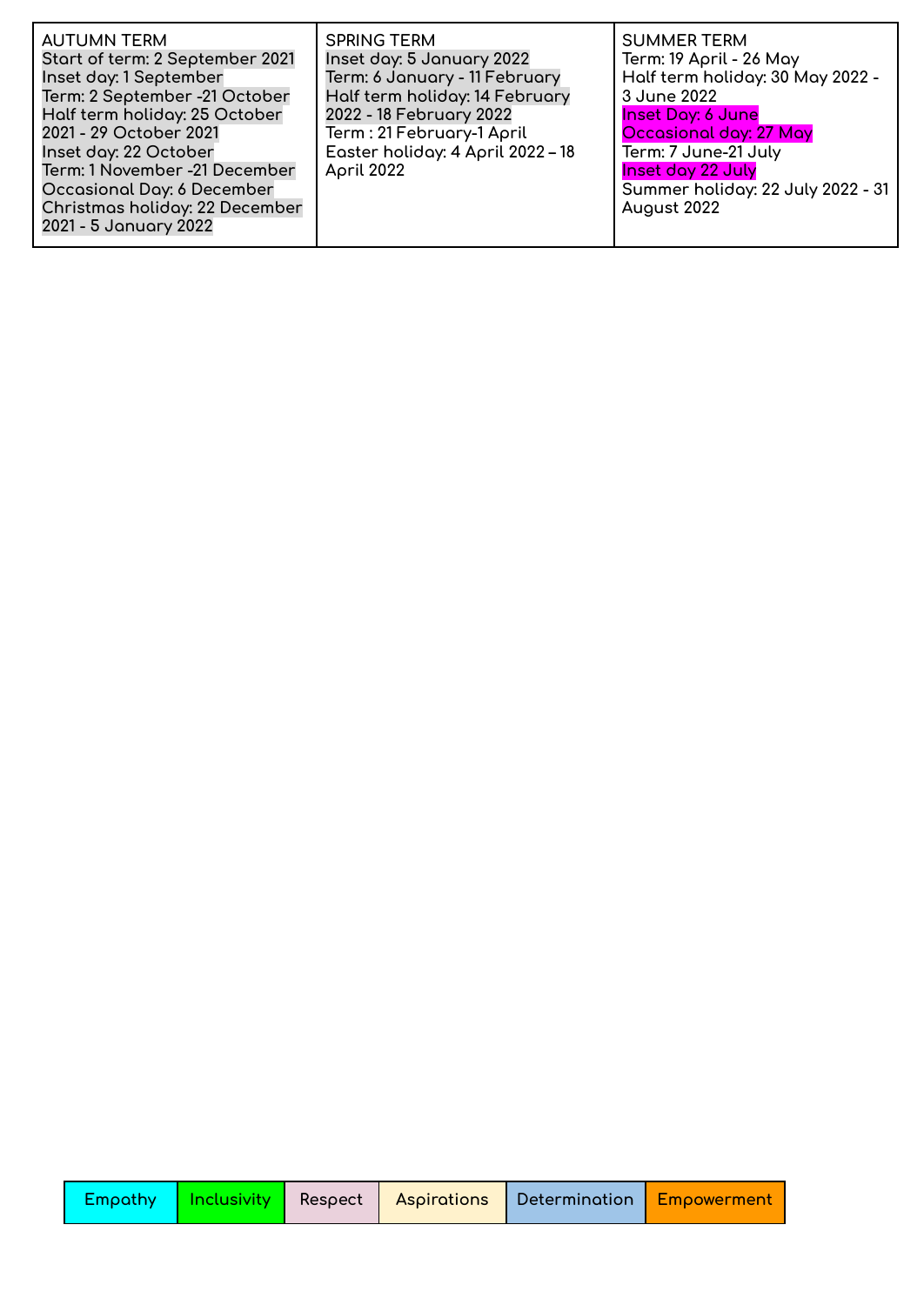| AUTUMN TERM | SPRING TERM | SUMMER TERM |
|---|---|---|
| Start of term: 2 September 2021<br>Inset day: 1 September<br>Term: 2 September -21 October<br>Half term holiday: 25 October 2021 - 29 October 2021<br>Inset day: 22 October<br>Term: 1 November -21 December<br>Occasional Day: 6 December<br>Christmas holiday: 22 December 2021 - 5 January 2022 | Inset day: 5 January 2022<br>Term: 6 January - 11 February<br>Half term holiday: 14 February 2022 - 18 February 2022<br>Term : 21 February-1 April<br>Easter holiday: 4 April 2022 – 18 April 2022 | Term: 19 April - 26 May<br>Half term holiday: 30 May 2022 - 3 June 2022<br>Inset Day: 6 June<br>Occasional day: 27 May<br>Term: 7 June-21 July<br>Inset day 22 July<br>Summer holiday: 22 July 2022 - 31 August 2022 |

| Empathy | Inclusivity | Respect | Aspirations | Determination | Empowerment |
|---|---|---|---|---|---|